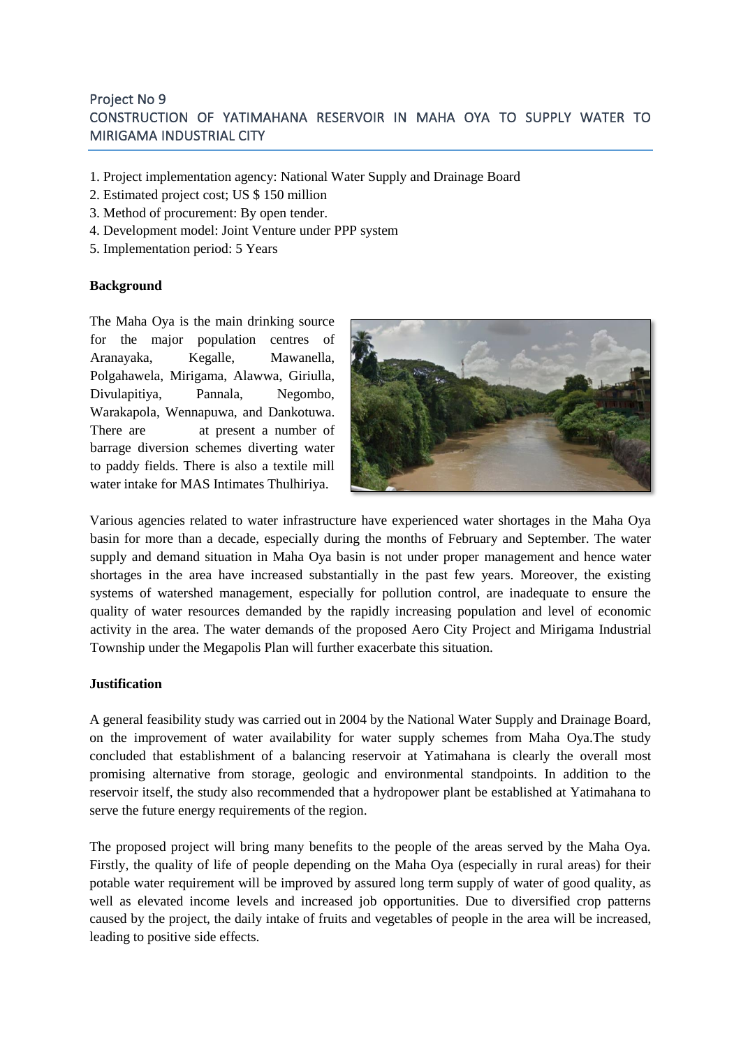## Project No 9

## CONSTRUCTION OF YATIMAHANA RESERVOIR IN MAHA OYA TO SUPPLY WATER TO MIRIGAMA INDUSTRIAL CITY

1. Project implementation agency: National Water Supply and Drainage Board
2. Estimated project cost; US $ 150 million
3. Method of procurement: By open tender.
4. Development model: Joint Venture under PPP system
5. Implementation period: 5 Years

**Background**

The Maha Oya is the main drinking source for the major population centres of Aranayaka, Kegalle, Mawanella, Polgahawela, Mirigama, Alawwa, Giriulla, Divulapitiya, Pannala, Negombo, Warakapola, Wennapuwa, and Dankotuwa. There are at present a number of barrage diversion schemes diverting water to paddy fields. There is also a textile mill water intake for MAS Intimates Thulhiriya.

Various agencies related to water infrastructure have experienced water shortages in the Maha Oya basin for more than a decade, especially during the months of February and September. The water supply and demand situation in Maha Oya basin is not under proper management and hence water shortages in the area have increased substantially in the past few years. Moreover, the existing systems of watershed management, especially for pollution control, are inadequate to ensure the quality of water resources demanded by the rapidly increasing population and level of economic activity in the area. The water demands of the proposed Aero City Project and Mirigama Industrial Township under the Megapolis Plan will further exacerbate this situation.

**Justification**

A general feasibility study was carried out in 2004 by the National Water Supply and Drainage Board, on the improvement of water availability for water supply schemes from Maha Oya.The study concluded that establishment of a balancing reservoir at Yatimahana is clearly the overall most promising alternative from storage, geologic and environmental standpoints. In addition to the reservoir itself, the study also recommended that a hydropower plant be established at Yatimahana to serve the future energy requirements of the region.

The proposed project will bring many benefits to the people of the areas served by the Maha Oya. Firstly, the quality of life of people depending on the Maha Oya (especially in rural areas) for their potable water requirement will be improved by assured long term supply of water of good quality, as well as elevated income levels and increased job opportunities. Due to diversified crop patterns caused by the project, the daily intake of fruits and vegetables of people in the area will be increased, leading to positive side effects.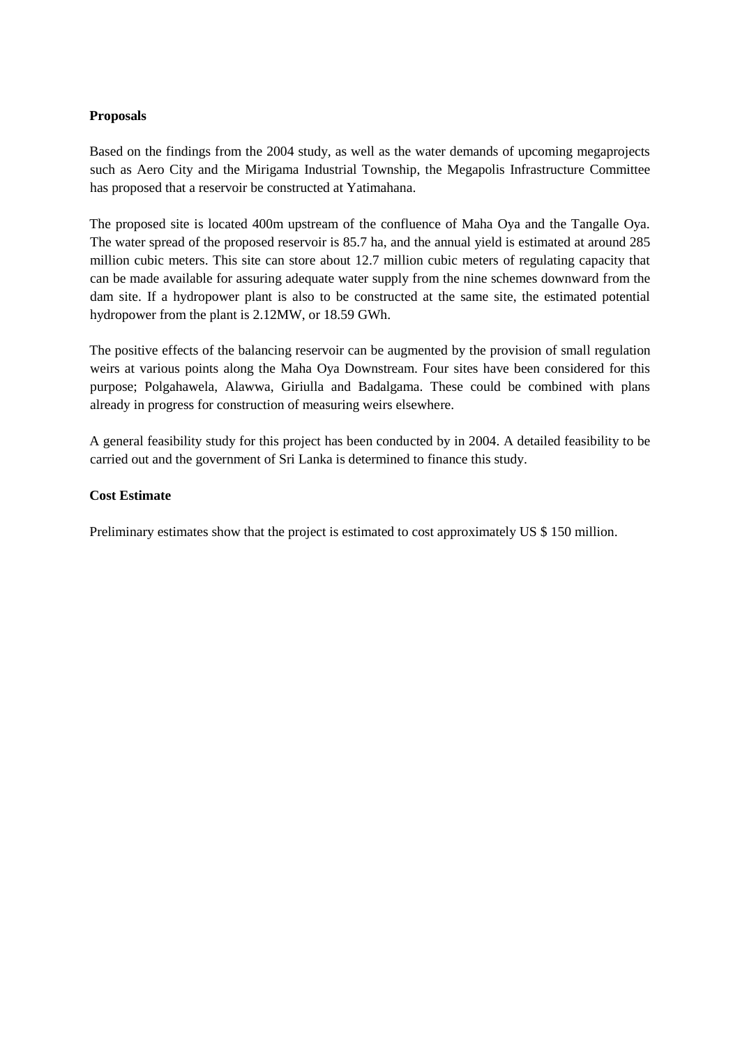**Proposals**

Based on the findings from the 2004 study, as well as the water demands of upcoming megaprojects such as Aero City and the Mirigama Industrial Township, the Megapolis Infrastructure Committee has proposed that a reservoir be constructed at Yatimahana.

The proposed site is located 400m upstream of the confluence of Maha Oya and the Tangalle Oya. The water spread of the proposed reservoir is 85.7 ha, and the annual yield is estimated at around 285 million cubic meters. This site can store about 12.7 million cubic meters of regulating capacity that can be made available for assuring adequate water supply from the nine schemes downward from the dam site. If a hydropower plant is also to be constructed at the same site, the estimated potential hydropower from the plant is 2.12MW, or 18.59 GWh.

The positive effects of the balancing reservoir can be augmented by the provision of small regulation weirs at various points along the Maha Oya Downstream. Four sites have been considered for this purpose; Polgahawela, Alawwa, Giriulla and Badalgama. These could be combined with plans already in progress for construction of measuring weirs elsewhere.

A general feasibility study for this project has been conducted by in 2004. A detailed feasibility to be carried out and the government of Sri Lanka is determined to finance this study.

**Cost Estimate**

Preliminary estimates show that the project is estimated to cost approximately US $ 150 million.